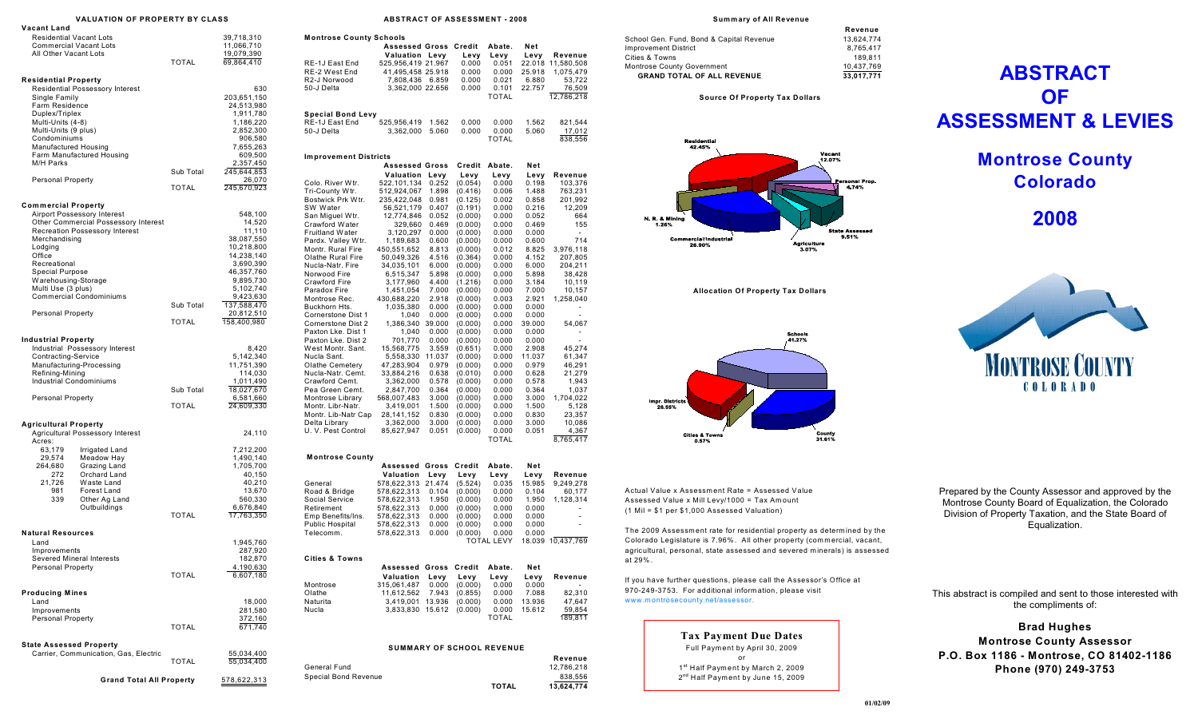# VALUATION OF PROPERTY BY CLASS

### Vacant Land

| | | |
|---|---|---|
| Residential Vacant Lots | | 39,718,310 |
| Commercial Vacant Lots | | 11,066,710 |
| All Other Vacant Lots | | 19,079,390 |
| | TOTAL | 69,864,410 |

### Residential Property

| | | |
|---|---|---|
| Residential Possessory Interest | | 630 |
| Single Family | | 203,651,150 |
| Farm Residence | | 24,513,980 |
| Duplex/Triplex | | 1,911,780 |
| Multi-Units (4-8) | | 1,186,220 |
| Multi-Units (9 plus) | | 2,852,300 |
| Condominiums | | 906,580 |
| Manufactured Housing | | 7,655,263 |
| Farm Manufactured Housing | | 609,500 |
| M/H Parks | | 2,357,450 |
| | Sub Total | 245,644,853 |
| Personal Property | | 26,070 |
| | TOTAL | 245,670,923 |

### Commercial Property

| | | |
|---|---|---|
| Airport Possessory Interest | | 548,100 |
| Other Commercial Possessory Interest | | 14,520 |
| Recreation Possessory Interest | | 11,110 |
| Merchandising | | 38,087,550 |
| Lodging | | 10,218,800 |
| Office | | 14,238,140 |
| Recreational | | 3,690,390 |
| Special Purpose | | 46,357,760 |
| Warehousing-Storage | | 9,895,730 |
| Multi Use (3 plus) | | 5,102,740 |
| Commercial Condominiums | | 9,423,630 |
| | Sub Total | 137,588,470 |
| Personal Property | | 20,812,510 |
| | TOTAL | 158,400,980 |

### Industrial Property

| | | |
|---|---|---|
| Industrial Possessory Interest | | 8,420 |
| Contracting-Service | | 5,142,340 |
| Manufacturing-Processing | | 11,751,390 |
| Refining-Mining | | 114,030 |
| Industrial Condominiums | | 1,011,490 |
| | Sub Total | 18,027,670 |
| Personal Property | | 6,581,660 |
| | TOTAL | 24,609,330 |

### Agricultural Property

| Acres | | | |
|---|---|---|---|
| | Agricultural Possessory Interest | | 24,110 |
| 63,179 | Irrigated Land | | 7,212,200 |
| 29,574 | Meadow Hay | | 1,490,140 |
| 264,680 | Grazing Land | | 1,705,700 |
| 272 | Orchard Land | | 40,150 |
| 21,726 | Waste Land | | 40,210 |
| 981 | Forest Land | | 13,670 |
| 339 | Other Ag Land | | 560,330 |
| | Outbuildings | | 6,676,840 |
| | | TOTAL | 17,763,350 |

### Natural Resources

| | | |
|---|---|---|
| Land | | 1,945,760 |
| Improvements | | 287,920 |
| Severed Mineral Interests | | 182,870 |
| Personal Property | | 4,190,630 |
| | TOTAL | 6,607,180 |

### Producing Mines

| | | |
|---|---|---|
| Land | | 18,000 |
| Improvements | | 281,580 |
| Personal Property | | 372,160 |
| | TOTAL | 671,740 |

### State Assessed Property

| | | |
|---|---|---|
| Carrier, Communication, Gas, Electric | | 55,034,400 |
| | TOTAL | 55,034,400 |

**Grand Total All Property** 578,622,313

# ABSTRACT OF ASSESSMENT - 2008

### Montrose County Schools

| | Assessed Valuation | Gross Levy | Credit Levy | Abate. Levy | Net Levy | Revenue |
|---|---|---|---|---|---|---|
| RE-1J East End | 525,956,419 | 21.967 | 0.000 | 0.051 | 22.018 | 11,580,508 |
| RE-2 West End | 41,495,458 | 25.918 | 0.000 | 0.000 | 25.918 | 1,075,479 |
| R2-J Norwood | 7,808,436 | 6.859 | 0.000 | 0.021 | 6.880 | 53,722 |
| 50-J Delta | 3,362,000 | 22.656 | 0.000 | 0.101 | 22.757 | 76,509 |
| | | | | TOTAL | | 12,786,218 |

### Special Bond Levy

| | Assessed Valuation | Gross Levy | Credit Levy | Abate. Levy | Net Levy | Revenue |
|---|---|---|---|---|---|---|
| RE-1J East End | 525,956,419 | 1.562 | 0.000 | 0.000 | 1.562 | 821,544 |
| 50-J Delta | 3,362,000 | 5.060 | 0.000 | 0.000 | 5.060 | 17,012 |
| | | | | TOTAL | | 838,556 |

### Improvement Districts

| | Assessed Valuation | Gross Levy | Credit Levy | Abate. Levy | Net Levy | Revenue |
|---|---|---|---|---|---|---|
| Colo. River Wtr. | 522,101,134 | 0.252 | (0.054) | 0.000 | 0.198 | 103,376 |
| Tri-County Wtr. | 512,924,067 | 1.898 | (0.416) | 0.006 | 1.488 | 763,231 |
| Bostwick Prk Wtr. | 235,422,048 | 0.981 | (0.125) | 0.002 | 0.858 | 201,992 |
| SW Water | 56,521,179 | 0.407 | (0.191) | 0.000 | 0.216 | 12,209 |
| San Miguel Wtr. | 12,774,846 | 0.052 | (0.000) | 0.000 | 0.052 | 664 |
| Crawford Water | 329,660 | 0.469 | (0.000) | 0.000 | 0.469 | 155 |
| Fruitland Water | 3,120,297 | 0.000 | (0.000) | 0.000 | 0.000 | - |
| Pardx. Valley Wtr. | 1,189,683 | 0.600 | (0.000) | 0.000 | 0.600 | 714 |
| Montr. Rural Fire | 450,551,652 | 8.813 | (0.000) | 0.012 | 8.825 | 3,976,118 |
| Olathe Rural Fire | 50,049,326 | 4.516 | (0.364) | 0.000 | 4.152 | 207,805 |
| Nucla-Natr. Fire | 34,035,101 | 6.000 | (0.000) | 0.000 | 6.000 | 204,211 |
| Norwood Fire | 6,515,347 | 5.898 | (0.000) | 0.000 | 5.898 | 38,428 |
| Crawford Fire | 3,177,960 | 4.400 | (1.216) | 0.000 | 3.184 | 10,119 |
| Paradox Fire | 1,451,054 | 7.000 | (0.000) | 0.000 | 7.000 | 10,157 |
| Montrose Rec. | 430,688,220 | 2.918 | (0.000) | 0.003 | 2.921 | 1,258,040 |
| Buckhorn Hts. | 1,035,380 | 0.000 | (0.000) | 0.000 | 0.000 | - |
| Cornerstone Dist 1 | 1,040 | 0.000 | (0.000) | 0.000 | 0.000 | - |
| Cornerstone Dist 2 | 1,386,340 | 39.000 | (0.000) | 0.000 | 39.000 | 54,067 |
| Paxton Lke. Dist 1 | 1,040 | 0.000 | (0.000) | 0.000 | 0.000 | - |
| Paxton Lke. Dist 2 | 701,770 | 0.000 | (0.000) | 0.000 | 0.000 | - |
| West Montr. Sant. | 15,568,775 | 3.559 | (0.651) | 0.000 | 2.908 | 45,274 |
| Nucla Sant. | 5,558,330 | 11.037 | (0.000) | 0.000 | 11.037 | 61,347 |
| Olathe Cemetery | 47,283,904 | 0.979 | (0.000) | 0.000 | 0.979 | 46,291 |
| Nucla-Natr. Cemt. | 33,884,216 | 0.638 | (0.010) | 0.000 | 0.628 | 21,279 |
| Crawford Cemt. | 3,362,000 | 0.578 | (0.000) | 0.000 | 0.578 | 1,943 |
| Pea Green Cemt. | 2,847,700 | 0.364 | (0.000) | 0.000 | 0.364 | 1,037 |
| Montrose Library | 568,007,483 | 3.000 | (0.000) | 0.000 | 3.000 | 1,704,022 |
| Montr. Libr-Natr. | 3,419,001 | 1.500 | (0.000) | 0.000 | 1.500 | 5,128 |
| Montr. Lib-Natr Cap | 28,141,152 | 0.830 | (0.000) | 0.000 | 0.830 | 23,357 |
| Delta Library | 3,362,000 | 3.000 | (0.000) | 0.000 | 3.000 | 10,086 |
| U. V. Pest Control | 85,627,947 | 0.051 | (0.000) | 0.000 | 0.051 | 4,367 |
| | | | | TOTAL | | 8,765,417 |

### Montrose County

| | Assessed Valuation | Gross Levy | Credit Levy | Abate. Levy | Net Levy | Revenue |
|---|---|---|---|---|---|---|
| General | 578,622,313 | 21.474 | (5.524) | 0.035 | 15.985 | 9,249,278 |
| Road & Bridge | 578,622,313 | 0.104 | (0.000) | 0.000 | 0.104 | 60,177 |
| Social Service | 578,622,313 | 1.950 | (0.000) | 0.000 | 1.950 | 1,128,314 |
| Retirement | 578,622,313 | 0.000 | (0.000) | 0.000 | 0.000 | - |
| Emp Benefits/Ins. | 578,622,313 | 0.000 | (0.000) | 0.000 | 0.000 | - |
| Public Hospital | 578,622,313 | 0.000 | (0.000) | 0.000 | 0.000 | - |
| Telecomm. | 578,622,313 | 0.000 | (0.000) | 0.000 | 0.000 | |
| | | | | TOTAL LEVY | 18.039 | 10,437,769 |

### Cities & Towns

| | Assessed Valuation | Gross Levy | Credit Levy | Abate. Levy | Net Levy | Revenue |
|---|---|---|---|---|---|---|
| Montrose | 315,061,487 | 0.000 | (0.000) | 0.000 | 0.000 | - |
| Olathe | 11,612,562 | 7.943 | (0.855) | 0.000 | 7.088 | 82,310 |
| Naturita | 3,419,001 | 13.936 | (0.000) | 0.000 | 13.936 | 47,647 |
| Nucla | 3,833,830 | 15.612 | (0.000) | 0.000 | 15.612 | 59,854 |
| | | | | TOTAL | | 189,811 |

### SUMMARY OF SCHOOL REVENUE

| | | Revenue |
|---|---|---|
| General Fund | | 12,786,218 |
| Special Bond Revenue | | 838,556 |
| | TOTAL | 13,624,774 |

### Summary of All Revenue

| | Revenue |
|---|---|
| School Gen. Fund, Bond & Capital Revenue | 13,624,774 |
| Improvement District | 8,765,417 |
| Cities & Towns | 189,811 |
| Montrose County Government | 10,437,769 |
| **GRAND TOTAL OF ALL REVENUE** | 33,017,771 |

### Source Of Property Tax Dollars

Residential 42.45%; Vacant 12.07%; Personal Prop. 4.74%; State Assessed 9.51%; Agriculture 3.07%; Commercial/Industrial 26.90%; N. R. & Mining 1.26%

### Allocation Of Property Tax Dollars

Schools 41.27%; County 31.61%; Cities & Towns 0.57%; Impr. Districts 26.55%

Actual Value x Assessment Rate = Assessed Value
Assessed Value x Mill Levy/1000 = Tax Amount
(1 Mil = $1 per $1,000 Assessed Valuation)

The 2009 Assessment rate for residential property as determined by the Colorado Legislature is 7.96%. All other property (commercial, vacant, agricultural, personal, state assessed and severed minerals) is assessed at 29%.

If you have further questions, please call the Assessor's Office at 970-249-3753. For additional information, please visit www.montrosecounty.net/assessor.

**Tax Payment Due Dates**

Full Payment by April 30, 2009
or
1st Half Payment by March 2, 2009
2nd Half Payment by June 15, 2009

# ABSTRACT OF ASSESSMENT & LEVIES

## Montrose County Colorado

## 2008

MONTROSE COUNTY COLORADO

Prepared by the County Assessor and approved by the Montrose County Board of Equalization, the Colorado Division of Property Taxation, and the State Board of Equalization.

This abstract is compiled and sent to those interested with the compliments of:

**Brad Hughes**
**Montrose County Assessor**
**P.O. Box 1186 - Montrose, CO 81402-1186**
**Phone (970) 249-3753**

01/02/09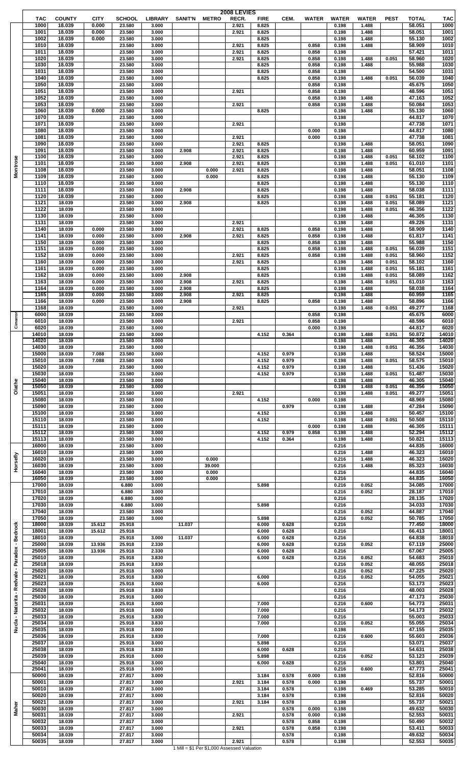| | 2008 LEVIES | | | | | | | | | | | | | | | |
|---|---|---|---|---|---|---|---|---|---|---|---|---|---|---|---|---|
| | TAC | COUNTY | CITY | SCHOOL | LIBRARY | SANIT'N | METRO | RECR. | FIRE | CEM. | WATER | WATER | WATER | PEST | TOTAL | TAC |
| Montrose | 1000 | 18.039 | 0.000 | 23.580 | 3.000 | | | 2.921 | 8.825 | | | 0.198 | 1.488 | | 58.051 | 1000 |
| | 1001 | 18.039 | 0.000 | 23.580 | 3.000 | | | 2.921 | 8.825 | | | 0.198 | 1.488 | | 58.051 | 1001 |
| | 1002 | 18.039 | 0.000 | 23.580 | 3.000 | | | | 8.825 | | | 0.198 | 1.488 | | 55.130 | 1002 |
| | 1010 | 18.039 | | 23.580 | 3.000 | | | 2.921 | 8.825 | | 0.858 | 0.198 | 1.488 | | 58.909 | 1010 |
| | 1011 | 18.039 | | 23.580 | 3.000 | | | 2.921 | 8.825 | | 0.858 | 0.198 | | | 57.421 | 1011 |
| | 1020 | 18.039 | | 23.580 | 3.000 | | | 2.921 | 8.825 | | 0.858 | 0.198 | 1.488 | 0.051 | 58.960 | 1020 |
| | 1030 | 18.039 | | 23.580 | 3.000 | | | | 8.825 | | 0.858 | 0.198 | 1.488 | | 55.988 | 1030 |
| | 1031 | 18.039 | | 23.580 | 3.000 | | | | 8.825 | | 0.858 | 0.198 | | | 54.500 | 1031 |
| | 1040 | 18.039 | | 23.580 | 3.000 | | | | 8.825 | | 0.858 | 0.198 | 1.488 | 0.051 | 56.039 | 1040 |
| | 1050 | 18.039 | | 23.580 | 3.000 | | | | | | 0.858 | 0.198 | | | 45.675 | 1050 |
| | 1051 | 18.039 | | 23.580 | 3.000 | | | 2.921 | | | 0.858 | 0.198 | | | 48.596 | 1051 |
| | 1052 | 18.039 | | 23.580 | 3.000 | | | | | | 0.858 | 0.198 | 1.488 | | 47.163 | 1052 |
| | 1053 | 18.039 | | 23.580 | 3.000 | | | 2.921 | | | 0.858 | 0.198 | 1.488 | | 50.084 | 1053 |
| | 1060 | 18.039 | 0.000 | 23.580 | 3.000 | | | | 8.825 | | | 0.198 | 1.488 | | 55.130 | 1060 |
| | 1070 | 18.039 | | 23.580 | 3.000 | | | | | | | 0.198 | | | 44.817 | 1070 |
| | 1071 | 18.039 | | 23.580 | 3.000 | | | 2.921 | | | | 0.198 | | | 47.738 | 1071 |
| | 1080 | 18.039 | | 23.580 | 3.000 | | | | | | 0.000 | 0.198 | | | 44.817 | 1080 |
| | 1081 | 18.039 | | 23.580 | 3.000 | | | 2.921 | | | 0.000 | 0.198 | | | 47.738 | 1081 |
| | 1090 | 18.039 | | 23.580 | 3.000 | | | 2.921 | 8.825 | | | 0.198 | 1.488 | | 58.051 | 1090 |
| | 1091 | 18.039 | | 23.580 | 3.000 | 2.908 | | 2.921 | 8.825 | | | 0.198 | 1.488 | | 60.959 | 1091 |
| | 1100 | 18.039 | | 23.580 | 3.000 | | | 2.921 | 8.825 | | | 0.198 | 1.488 | 0.051 | 58.102 | 1100 |
| | 1101 | 18.039 | | 23.580 | 3.000 | 2.908 | | 2.921 | 8.825 | | | 0.198 | 1.488 | 0.051 | 61.010 | 1101 |
| | 1108 | 18.039 | | 23.580 | 3.000 | | 0.000 | 2.921 | 8.825 | | | 0.198 | 1.488 | | 58.051 | 1108 |
| | 1109 | 18.039 | | 23.580 | 3.000 | | 0.000 | | 8.825 | | | 0.198 | 1.488 | | 55.130 | 1109 |
| | 1110 | 18.039 | | 23.580 | 3.000 | | | | 8.825 | | | 0.198 | 1.488 | | 55.130 | 1110 |
| | 1111 | 18.039 | | 23.580 | 3.000 | 2.908 | | | 8.825 | | | 0.198 | 1.488 | | 58.038 | 1111 |
| | 1120 | 18.039 | | 23.580 | 3.000 | | | | 8.825 | | | 0.198 | 1.488 | 0.051 | 55.181 | 1120 |
| | 1121 | 18.039 | | 23.580 | 3.000 | 2.908 | | | 8.825 | | | 0.198 | 1.488 | 0.051 | 58.089 | 1121 |
| | 1122 | 18.039 | | 23.580 | 3.000 | | | | | | | 0.198 | 1.488 | 0.051 | 46.356 | 1122 |
| | 1130 | 18.039 | | 23.580 | 3.000 | | | | | | | 0.198 | 1.488 | | 46.305 | 1130 |
| | 1131 | 18.039 | | 23.580 | 3.000 | | | 2.921 | | | | 0.198 | 1.488 | | 49.226 | 1131 |
| | 1140 | 18.039 | 0.000 | 23.580 | 3.000 | | | 2.921 | 8.825 | | 0.858 | 0.198 | 1.488 | | 58.909 | 1140 |
| | 1141 | 18.039 | 0.000 | 23.580 | 3.000 | 2.908 | | 2.921 | 8.825 | | 0.858 | 0.198 | 1.488 | | 61.817 | 1141 |
| | 1150 | 18.039 | 0.000 | 23.580 | 3.000 | | | | 8.825 | | 0.858 | 0.198 | 1.488 | | 55.988 | 1150 |
| | 1151 | 18.039 | 0.000 | 23.580 | 3.000 | | | | 8.825 | | 0.858 | 0.198 | 1.488 | 0.051 | 56.039 | 1151 |
| | 1152 | 18.039 | 0.000 | 23.580 | 3.000 | | | 2.921 | 8.825 | | 0.858 | 0.198 | 1.488 | 0.051 | 58.960 | 1152 |
| | 1160 | 18.039 | 0.000 | 23.580 | 3.000 | | | 2.921 | 8.825 | | | 0.198 | 1.488 | 0.051 | 58.102 | 1160 |
| | 1161 | 18.039 | 0.000 | 23.580 | 3.000 | | | | 8.825 | | | 0.198 | 1.488 | 0.051 | 55.181 | 1161 |
| | 1162 | 18.039 | 0.000 | 23.580 | 3.000 | 2.908 | | | 8.825 | | | 0.198 | 1.488 | 0.051 | 58.089 | 1162 |
| | 1163 | 18.039 | 0.000 | 23.580 | 3.000 | 2.908 | | 2.921 | 8.825 | | | 0.198 | 1.488 | 0.051 | 61.010 | 1163 |
| | 1164 | 18.039 | 0.000 | 23.580 | 3.000 | 2.908 | | | 8.825 | | | 0.198 | 1.488 | | 58.038 | 1164 |
| | 1165 | 18.039 | 0.000 | 23.580 | 3.000 | 2.908 | | 2.921 | 8.825 | | | 0.198 | 1.488 | | 60.959 | 1165 |
| | 1166 | 18.039 | 0.000 | 23.580 | 3.000 | 2.908 | | | 8.825 | | 0.858 | 0.198 | 1.488 | | 58.896 | 1166 |
| | 1168 | 18.039 | | 23.580 | 3.000 | | | 2.921 | | | | 0.198 | 1.488 | 0.051 | 49.277 | 1168 |
| Cimarron | 6000 | 18.039 | | 23.580 | 3.000 | | | | | | 0.858 | 0.198 | | | 45.675 | 6000 |
| | 6010 | 18.039 | | 23.580 | 3.000 | | | 2.921 | | | 0.858 | 0.198 | | | 48.596 | 6010 |
| | 6020 | 18.039 | | 23.580 | 3.000 | | | | | | 0.000 | 0.198 | | | 44.817 | 6020 |
| Olathe | 14010 | 18.039 | | 23.580 | 3.000 | | | | 4.152 | 0.364 | | 0.198 | 1.488 | 0.051 | 50.872 | 14010 |
| | 14020 | 18.039 | | 23.580 | 3.000 | | | | | | | 0.198 | 1.488 | | 46.305 | 14020 |
| | 14030 | 18.039 | | 23.580 | 3.000 | | | | | | | 0.198 | 1.488 | 0.051 | 46.356 | 14030 |
| | 15000 | 18.039 | 7.088 | 23.580 | 3.000 | | | | 4.152 | 0.979 | | 0.198 | 1.488 | | 58.524 | 15000 |
| | 15010 | 18.039 | 7.088 | 23.580 | 3.000 | | | | 4.152 | 0.979 | | 0.198 | 1.488 | 0.051 | 58.575 | 15010 |
| | 15020 | 18.039 | | 23.580 | 3.000 | | | | 4.152 | 0.979 | | 0.198 | 1.488 | | 51.436 | 15020 |
| | 15030 | 18.039 | | 23.580 | 3.000 | | | | 4.152 | 0.979 | | 0.198 | 1.488 | 0.051 | 51.487 | 15030 |
| | 15040 | 18.039 | | 23.580 | 3.000 | | | | | | | 0.198 | 1.488 | | 46.305 | 15040 |
| | 15050 | 18.039 | | 23.580 | 3.000 | | | | | | | 0.198 | 1.488 | 0.051 | 46.356 | 15050 |
| | 15051 | 18.039 | | 23.580 | 3.000 | | | 2.921 | | | | 0.198 | 1.488 | 0.051 | 49.277 | 15051 |
| | 15080 | 18.039 | | 23.580 | 3.000 | | | | 4.152 | | 0.000 | 0.198 | | | 48.969 | 15080 |
| | 15090 | 18.039 | | 23.580 | 3.000 | | | | | 0.979 | | 0.198 | 1.488 | | 47.284 | 15090 |
| | 15100 | 18.039 | | 23.580 | 3.000 | | | | 4.152 | | | 0.198 | 1.488 | | 50.457 | 15100 |
| | 15110 | 18.039 | | 23.580 | 3.000 | | | | 4.152 | | | 0.198 | 1.488 | 0.051 | 50.508 | 15110 |
| | 15111 | 18.039 | | 23.580 | 3.000 | | | | | | 0.000 | 0.198 | 1.488 | | 46.305 | 15111 |
| | 15112 | 18.039 | | 23.580 | 3.000 | | | | 4.152 | 0.979 | 0.858 | 0.198 | 1.488 | | 52.294 | 15112 |
| | 15113 | 18.039 | | 23.580 | 3.000 | | | | 4.152 | 0.364 | | 0.198 | 1.488 | | 50.821 | 15113 |
| Horsefly | 16000 | 18.039 | | 23.580 | 3.000 | | | | | | | 0.216 | | | 44.835 | 16000 |
| | 16010 | 18.039 | | 23.580 | 3.000 | | | | | | | 0.216 | 1.488 | | 46.323 | 16010 |
| | 16020 | 18.039 | | 23.580 | 3.000 | | 0.000 | | | | | 0.216 | 1.488 | | 46.323 | 16020 |
| | 16030 | 18.039 | | 23.580 | 3.000 | | 39.000 | | | | | 0.216 | 1.488 | | 85.323 | 16030 |
| | 16040 | 18.039 | | 23.580 | 3.000 | | 0.000 | | | | | 0.216 | | | 44.835 | 16040 |
| | 16050 | 18.039 | | 23.580 | 3.000 | | 0.000 | | | | | 0.216 | | | 44.835 | 16050 |
| Nucla - Naturita - Redvale - Paradox - Bedrock | 17000 | 18.039 | | 6.880 | 3.000 | | | | 5.898 | | | 0.216 | 0.052 | | 34.085 | 17000 |
| | 17010 | 18.039 | | 6.880 | 3.000 | | | | | | | 0.216 | 0.052 | | 28.187 | 17010 |
| | 17020 | 18.039 | | 6.880 | 3.000 | | | | | | | 0.216 | | | 28.135 | 17020 |
| | 17030 | 18.039 | | 6.880 | 3.000 | | | | 5.898 | | | 0.216 | | | 34.033 | 17030 |
| | 17040 | 18.039 | | 23.580 | 3.000 | | | | | | | 0.216 | 0.052 | | 44.887 | 17040 |
| | 17050 | 18.039 | | 23.580 | 3.000 | | | | 5.898 | | | 0.216 | 0.052 | | 50.785 | 17050 |
| | 18000 | 18.039 | 15.612 | 25.918 | | 11.037 | | | 6.000 | 0.628 | | 0.216 | | | 77.450 | 18000 |
| | 18001 | 18.039 | 15.612 | 25.918 | | | | | 6.000 | 0.628 | | 0.216 | | | 66.413 | 18001 |
| | 18010 | 18.039 | | 25.918 | 3.000 | 11.037 | | | 6.000 | 0.628 | | 0.216 | | | 64.838 | 18010 |
| | 25000 | 18.039 | 13.936 | 25.918 | 2.330 | | | | 6.000 | 0.628 | | 0.216 | 0.052 | | 67.119 | 25000 |
| | 25005 | 18.039 | 13.936 | 25.918 | 2.330 | | | | 6.000 | 0.628 | | 0.216 | | | 67.067 | 25005 |
| | 25010 | 18.039 | | 25.918 | 3.830 | | | | 6.000 | 0.628 | | 0.216 | 0.052 | | 54.683 | 25010 |
| | 25018 | 18.039 | | 25.918 | 3.830 | | | | | | | 0.216 | 0.052 | | 48.055 | 25018 |
| | 25020 | 18.039 | | 25.918 | 3.000 | | | | | | | 0.216 | 0.052 | | 47.225 | 25020 |
| | 25021 | 18.039 | | 25.918 | 3.830 | | | | 6.000 | | | 0.216 | 0.052 | | 54.055 | 25021 |
| | 25023 | 18.039 | | 25.918 | 3.000 | | | | 6.000 | | | 0.216 | | | 53.173 | 25023 |
| | 25028 | 18.039 | | 25.918 | 3.830 | | | | | | | 0.216 | | | 48.003 | 25028 |
| | 25030 | 18.039 | | 25.918 | 3.000 | | | | | | | 0.216 | | | 47.173 | 25030 |
| | 25031 | 18.039 | | 25.918 | 3.000 | | | | 7.000 | | | 0.216 | 0.600 | | 54.773 | 25031 |
| | 25032 | 18.039 | | 25.918 | 3.000 | | | | 7.000 | | | 0.216 | | | 54.173 | 25032 |
| | 25033 | 18.039 | | 25.918 | 3.830 | | | | 7.000 | | | 0.216 | | | 55.003 | 25033 |
| | 25034 | 18.039 | | 25.918 | 3.830 | | | | 7.000 | | | 0.216 | 0.052 | | 55.055 | 25034 |
| | 25035 | 18.039 | | 25.918 | 3.000 | | | | | | | 0.198 | | | 47.155 | 25035 |
| | 25036 | 18.039 | | 25.918 | 3.830 | | | | 7.000 | | | 0.216 | 0.600 | | 55.603 | 25036 |
| | 25037 | 18.039 | | 25.918 | 3.000 | | | | 5.898 | | | 0.216 | | | 53.071 | 25037 |
| | 25038 | 18.039 | | 25.918 | 3.830 | | | | 6.000 | 0.628 | | 0.216 | | | 54.631 | 25038 |
| | 25039 | 18.039 | | 25.918 | 3.000 | | | | 5.898 | | | 0.216 | 0.052 | | 53.123 | 25039 |
| | 25040 | 18.039 | | 25.918 | 3.000 | | | | 6.000 | 0.628 | | 0.216 | | | 53.801 | 25040 |
| | 25041 | 18.039 | | 25.918 | 3.000 | | | | | | | 0.216 | 0.600 | | 47.773 | 25041 |
| Maher | 50000 | 18.039 | | 27.817 | 3.000 | | | | 3.184 | 0.578 | 0.000 | 0.198 | | | 52.816 | 50000 |
| | 50001 | 18.039 | | 27.817 | 3.000 | | | 2.921 | 3.184 | 0.578 | 0.000 | 0.198 | | | 55.737 | 50001 |
| | 50010 | 18.039 | | 27.817 | 3.000 | | | | 3.184 | 0.578 | | 0.198 | 0.469 | | 53.285 | 50010 |
| | 50020 | 18.039 | | 27.817 | 3.000 | | | | 3.184 | 0.578 | | 0.198 | | | 52.816 | 50020 |
| | 50021 | 18.039 | | 27.817 | 3.000 | | | 2.921 | 3.184 | 0.578 | | 0.198 | | | 55.737 | 50021 |
| | 50030 | 18.039 | | 27.817 | 3.000 | | | | | 0.578 | 0.000 | 0.198 | | | 49.632 | 50030 |
| | 50031 | 18.039 | | 27.817 | 3.000 | | | 2.921 | | 0.578 | 0.000 | 0.198 | | | 52.553 | 50031 |
| | 50032 | 18.039 | | 27.817 | 3.000 | | | | | 0.578 | 0.858 | 0.198 | | | 50.490 | 50032 |
| | 50033 | 18.039 | | 27.817 | 3.000 | | | 2.921 | | 0.578 | 0.858 | 0.198 | | | 53.411 | 50033 |
| | 50034 | 18.039 | | 27.817 | 3.000 | | | | | 0.578 | | 0.198 | | | 49.632 | 50034 |
| | 50035 | 18.039 | | 27.817 | 3.000 | | | 2.921 | | 0.578 | | 0.198 | | | 52.553 | 50035 |

1 Mill = $1 Per $1,000 Assessed Valuation